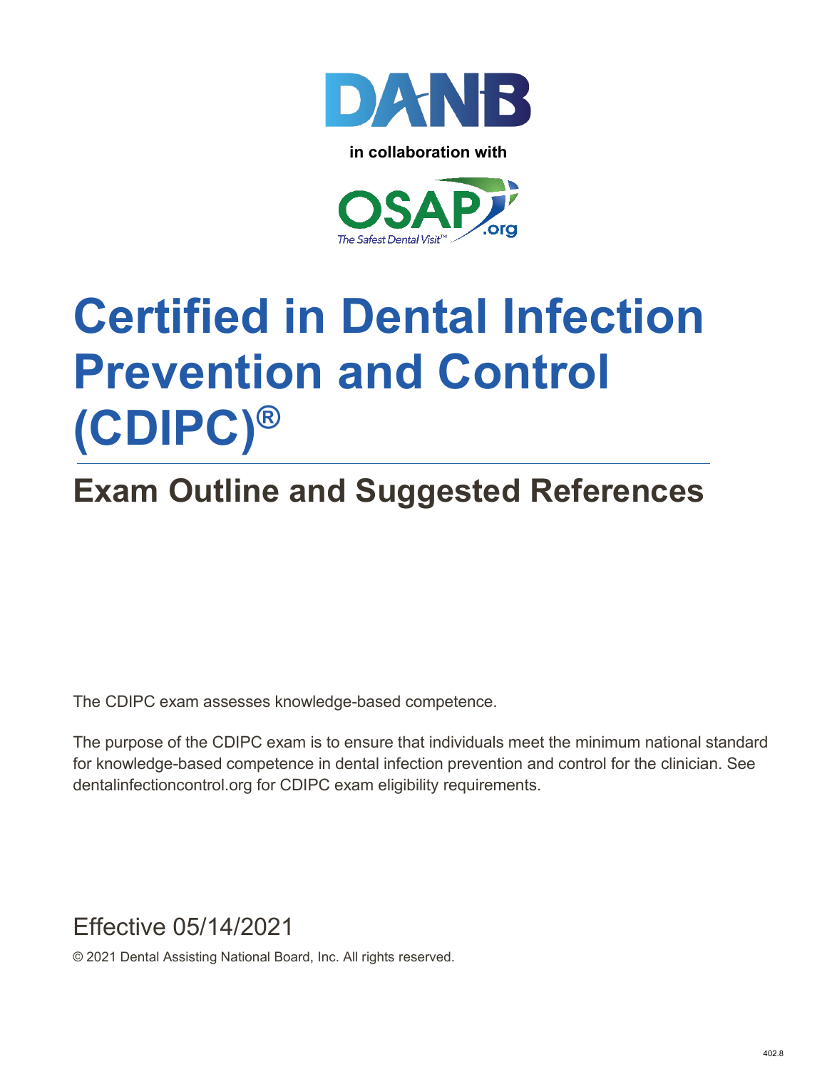DANB

**in collaboration with**

OSAP.org

The Safest Dental Visit™

# Certified in Dental Infection Prevention and Control (CDIPC)®

## Exam Outline and Suggested References

The CDIPC exam assesses knowledge-based competence.

The purpose of the CDIPC exam is to ensure that individuals meet the minimum national standard for knowledge-based competence in dental infection prevention and control for the clinician. See dentalinfectioncontrol.org for CDIPC exam eligibility requirements.

Effective 05/14/2021

© 2021 Dental Assisting National Board, Inc. All rights reserved.

402.8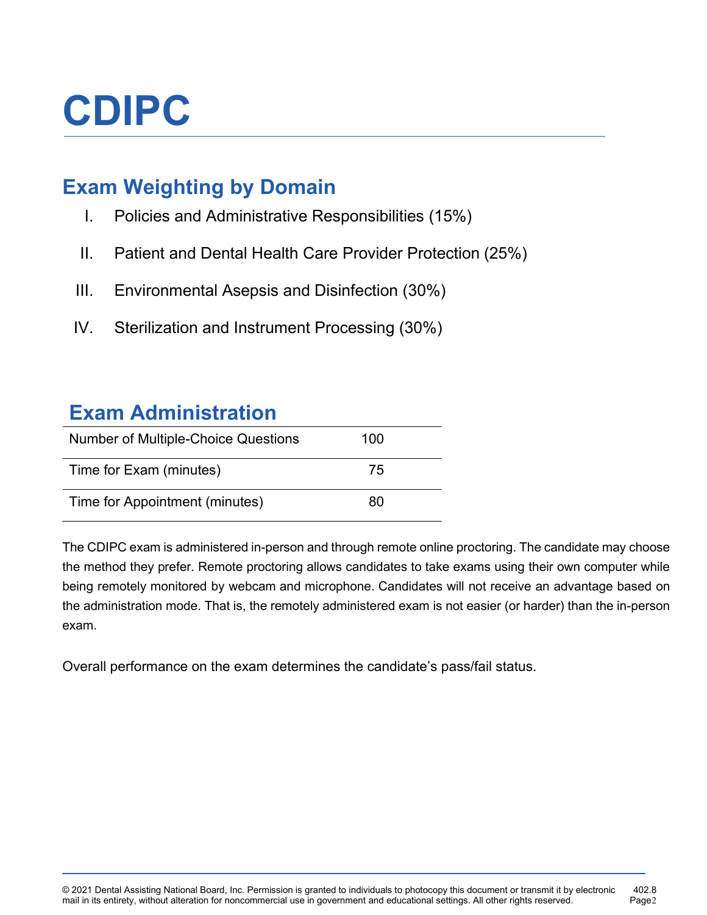# CDIPC

## Exam Weighting by Domain

I. Policies and Administrative Responsibilities (15%)

II. Patient and Dental Health Care Provider Protection (25%)

III. Environmental Asepsis and Disinfection (30%)

IV. Sterilization and Instrument Processing (30%)

## Exam Administration

| | |
|---|---|
| Number of Multiple-Choice Questions | 100 |
| Time for Exam (minutes) | 75 |
| Time for Appointment (minutes) | 80 |

The CDIPC exam is administered in-person and through remote online proctoring. The candidate may choose the method they prefer. Remote proctoring allows candidates to take exams using their own computer while being remotely monitored by webcam and microphone. Candidates will not receive an advantage based on the administration mode. That is, the remotely administered exam is not easier (or harder) than the in-person exam.

Overall performance on the exam determines the candidate's pass/fail status.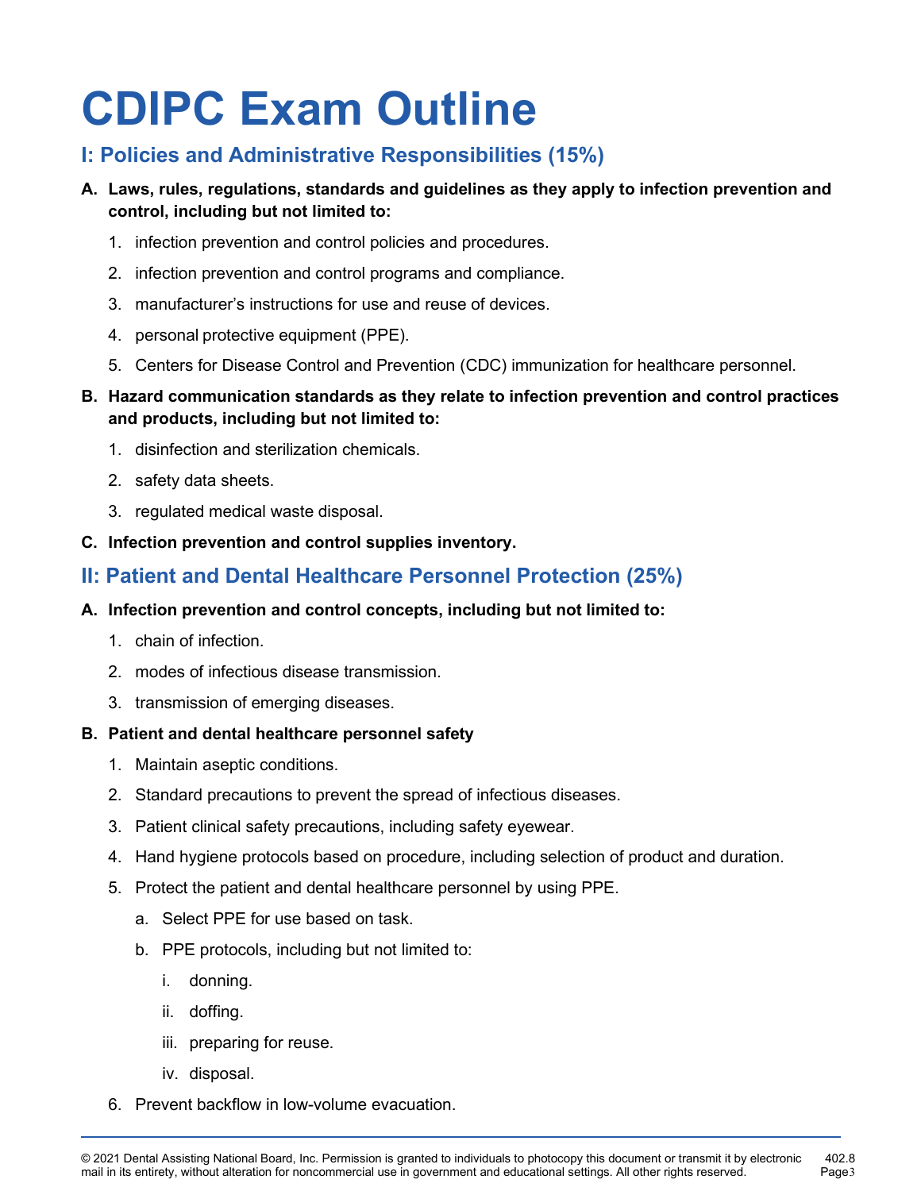# CDIPC Exam Outline

## I: Policies and Administrative Responsibilities (15%)

**A. Laws, rules, regulations, standards and guidelines as they apply to infection prevention and control, including but not limited to:**

1. infection prevention and control policies and procedures.
2. infection prevention and control programs and compliance.
3. manufacturer's instructions for use and reuse of devices.
4. personal protective equipment (PPE).
5. Centers for Disease Control and Prevention (CDC) immunization for healthcare personnel.

**B. Hazard communication standards as they relate to infection prevention and control practices and products, including but not limited to:**

1. disinfection and sterilization chemicals.
2. safety data sheets.
3. regulated medical waste disposal.

**C. Infection prevention and control supplies inventory.**

## II: Patient and Dental Healthcare Personnel Protection (25%)

**A. Infection prevention and control concepts, including but not limited to:**

1. chain of infection.
2. modes of infectious disease transmission.
3. transmission of emerging diseases.

**B. Patient and dental healthcare personnel safety**

1. Maintain aseptic conditions.
2. Standard precautions to prevent the spread of infectious diseases.
3. Patient clinical safety precautions, including safety eyewear.
4. Hand hygiene protocols based on procedure, including selection of product and duration.
5. Protect the patient and dental healthcare personnel by using PPE.
   a. Select PPE for use based on task.
   b. PPE protocols, including but not limited to:
      i. donning.
      ii. doffing.
      iii. preparing for reuse.
      iv. disposal.
6. Prevent backflow in low-volume evacuation.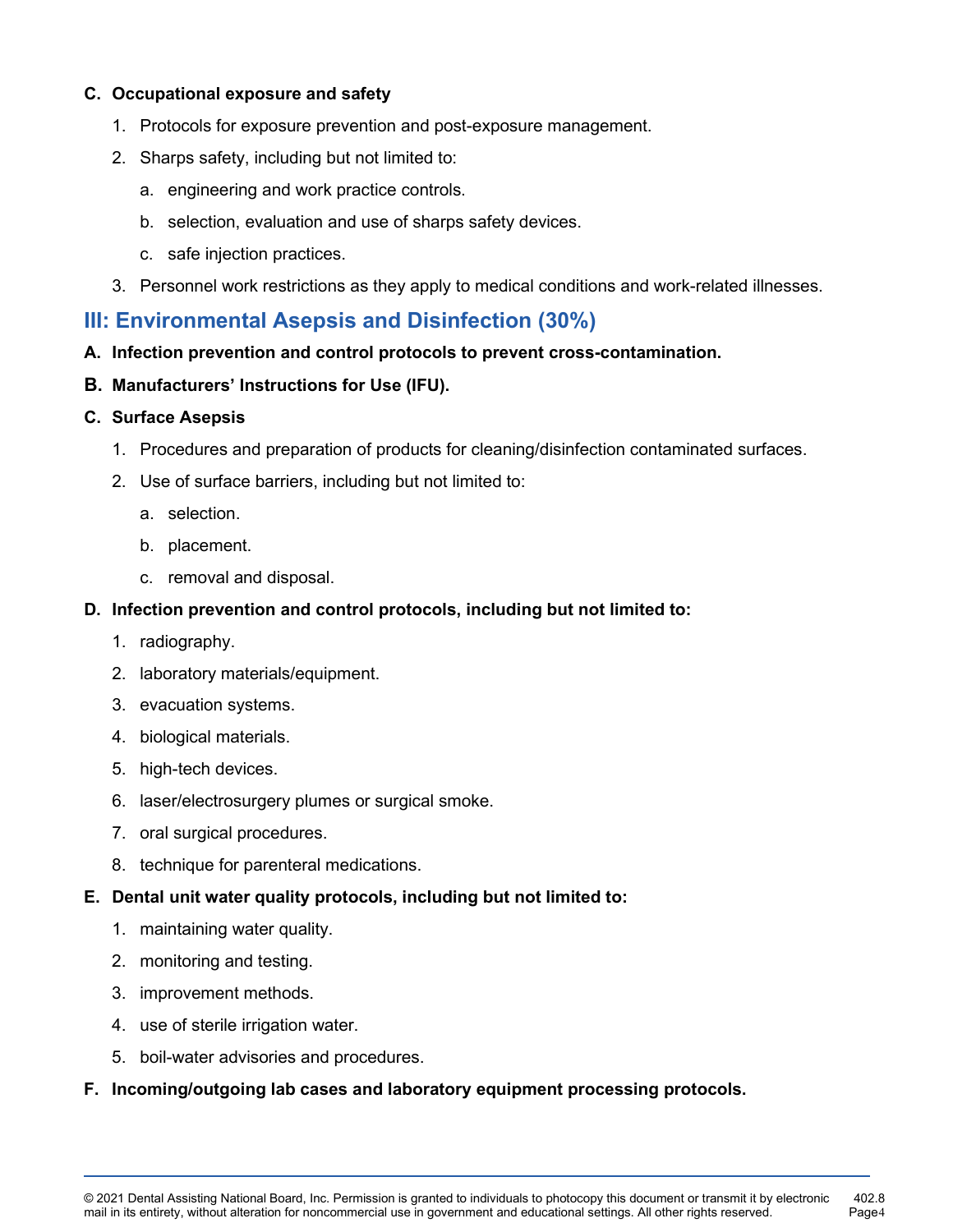**C. Occupational exposure and safety**

1. Protocols for exposure prevention and post-exposure management.
2. Sharps safety, including but not limited to:
   a. engineering and work practice controls.
   b. selection, evaluation and use of sharps safety devices.
   c. safe injection practices.
3. Personnel work restrictions as they apply to medical conditions and work-related illnesses.

## III: Environmental Asepsis and Disinfection (30%)

**A. Infection prevention and control protocols to prevent cross-contamination.**

**B. Manufacturers' Instructions for Use (IFU).**

**C. Surface Asepsis**

1. Procedures and preparation of products for cleaning/disinfection contaminated surfaces.
2. Use of surface barriers, including but not limited to:
   a. selection.
   b. placement.
   c. removal and disposal.

**D. Infection prevention and control protocols, including but not limited to:**

1. radiography.
2. laboratory materials/equipment.
3. evacuation systems.
4. biological materials.
5. high-tech devices.
6. laser/electrosurgery plumes or surgical smoke.
7. oral surgical procedures.
8. technique for parenteral medications.

**E. Dental unit water quality protocols, including but not limited to:**

1. maintaining water quality.
2. monitoring and testing.
3. improvement methods.
4. use of sterile irrigation water.
5. boil-water advisories and procedures.

**F. Incoming/outgoing lab cases and laboratory equipment processing protocols.**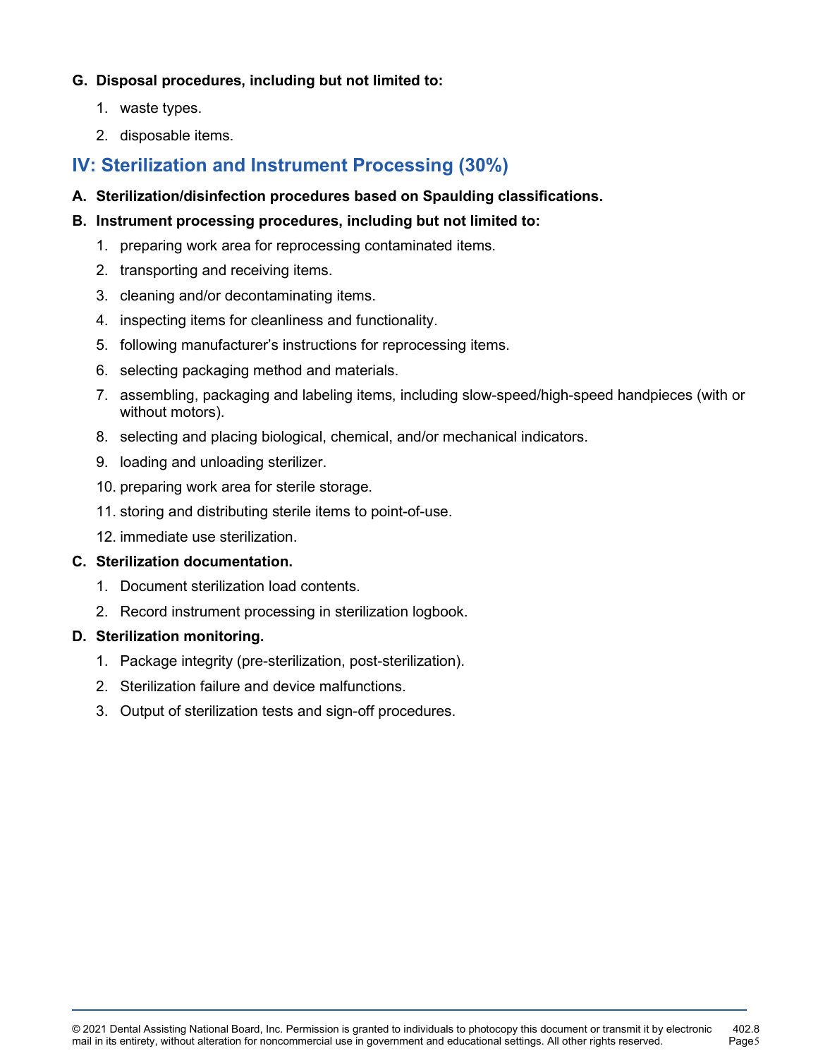**G. Disposal procedures, including but not limited to:**

1. waste types.
2. disposable items.

## IV: Sterilization and Instrument Processing (30%)

**A. Sterilization/disinfection procedures based on Spaulding classifications.**

**B. Instrument processing procedures, including but not limited to:**

1. preparing work area for reprocessing contaminated items.
2. transporting and receiving items.
3. cleaning and/or decontaminating items.
4. inspecting items for cleanliness and functionality.
5. following manufacturer's instructions for reprocessing items.
6. selecting packaging method and materials.
7. assembling, packaging and labeling items, including slow-speed/high-speed handpieces (with or without motors).
8. selecting and placing biological, chemical, and/or mechanical indicators.
9. loading and unloading sterilizer.
10. preparing work area for sterile storage.
11. storing and distributing sterile items to point-of-use.
12. immediate use sterilization.

**C. Sterilization documentation.**

1. Document sterilization load contents.
2. Record instrument processing in sterilization logbook.

**D. Sterilization monitoring.**

1. Package integrity (pre-sterilization, post-sterilization).
2. Sterilization failure and device malfunctions.
3. Output of sterilization tests and sign-off procedures.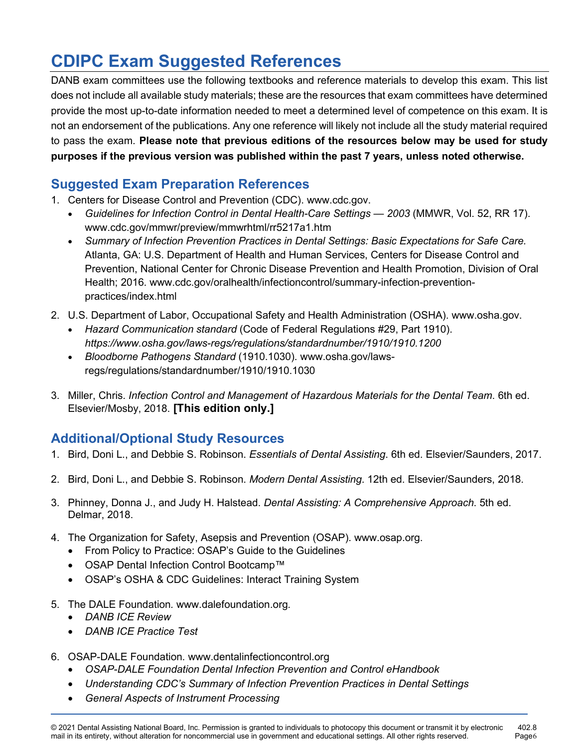# CDIPC Exam Suggested References

DANB exam committees use the following textbooks and reference materials to develop this exam. This list does not include all available study materials; these are the resources that exam committees have determined provide the most up-to-date information needed to meet a determined level of competence on this exam. It is not an endorsement of the publications. Any one reference will likely not include all the study material required to pass the exam. **Please note that previous editions of the resources below may be used for study purposes if the previous version was published within the past 7 years, unless noted otherwise.**

## Suggested Exam Preparation References

1. Centers for Disease Control and Prevention (CDC). www.cdc.gov.
   - *Guidelines for Infection Control in Dental Health-Care Settings — 2003* (MMWR, Vol. 52, RR 17). www.cdc.gov/mmwr/preview/mmwrhtml/rr5217a1.htm
   - *Summary of Infection Prevention Practices in Dental Settings: Basic Expectations for Safe Care.* Atlanta, GA: U.S. Department of Health and Human Services, Centers for Disease Control and Prevention, National Center for Chronic Disease Prevention and Health Promotion, Division of Oral Health; 2016. www.cdc.gov/oralhealth/infectioncontrol/summary-infection-prevention-practices/index.html
2. U.S. Department of Labor, Occupational Safety and Health Administration (OSHA). www.osha.gov.
   - *Hazard Communication standard* (Code of Federal Regulations #29, Part 1910). *https://www.osha.gov/laws-regs/regulations/standardnumber/1910/1910.1200*
   - *Bloodborne Pathogens Standard* (1910.1030). www.osha.gov/laws-regs/regulations/standardnumber/1910/1910.1030
3. Miller, Chris. *Infection Control and Management of Hazardous Materials for the Dental Team*. 6th ed. Elsevier/Mosby, 2018. **[This edition only.]**

## Additional/Optional Study Resources

1. Bird, Doni L., and Debbie S. Robinson. *Essentials of Dental Assisting*. 6th ed. Elsevier/Saunders, 2017.
2. Bird, Doni L., and Debbie S. Robinson. *Modern Dental Assisting*. 12th ed. Elsevier/Saunders, 2018.
3. Phinney, Donna J., and Judy H. Halstead. *Dental Assisting: A Comprehensive Approach*. 5th ed. Delmar, 2018.
4. The Organization for Safety, Asepsis and Prevention (OSAP). www.osap.org.
   - From Policy to Practice: OSAP's Guide to the Guidelines
   - OSAP Dental Infection Control Bootcamp™
   - OSAP's OSHA & CDC Guidelines: Interact Training System
5. The DALE Foundation. www.dalefoundation.org.
   - *DANB ICE Review*
   - *DANB ICE Practice Test*
6. OSAP-DALE Foundation. www.dentalinfectioncontrol.org
   - *OSAP-DALE Foundation Dental Infection Prevention and Control eHandbook*
   - *Understanding CDC's Summary of Infection Prevention Practices in Dental Settings*
   - *General Aspects of Instrument Processing*

© 2021 Dental Assisting National Board, Inc. Permission is granted to individuals to photocopy this document or transmit it by electronic mail in its entirety, without alteration for noncommercial use in government and educational settings. All other rights reserved.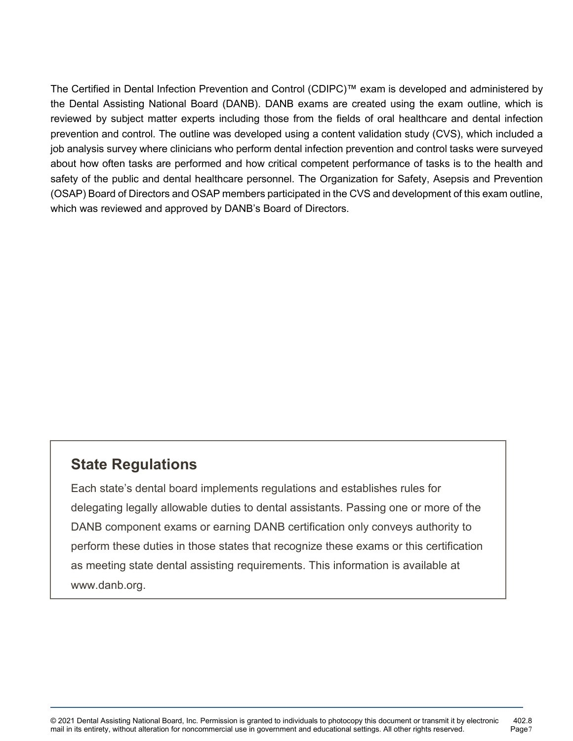The Certified in Dental Infection Prevention and Control (CDIPC)™ exam is developed and administered by the Dental Assisting National Board (DANB). DANB exams are created using the exam outline, which is reviewed by subject matter experts including those from the fields of oral healthcare and dental infection prevention and control. The outline was developed using a content validation study (CVS), which included a job analysis survey where clinicians who perform dental infection prevention and control tasks were surveyed about how often tasks are performed and how critical competent performance of tasks is to the health and safety of the public and dental healthcare personnel. The Organization for Safety, Asepsis and Prevention (OSAP) Board of Directors and OSAP members participated in the CVS and development of this exam outline, which was reviewed and approved by DANB's Board of Directors.

## State Regulations

Each state's dental board implements regulations and establishes rules for delegating legally allowable duties to dental assistants. Passing one or more of the DANB component exams or earning DANB certification only conveys authority to perform these duties in those states that recognize these exams or this certification as meeting state dental assisting requirements. This information is available at www.danb.org.